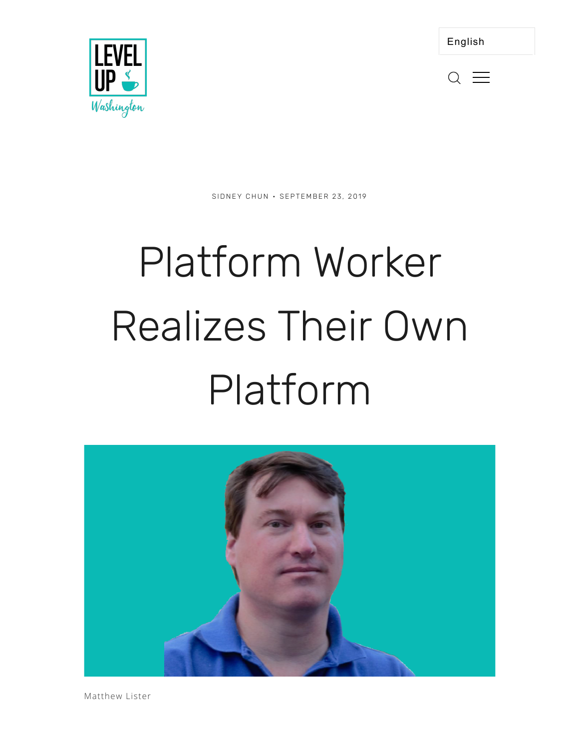SIDNEY CHUN • SEPTEMBER 23, 2019

# Platform Worker Realizes Their Own Platform

Matthew Lister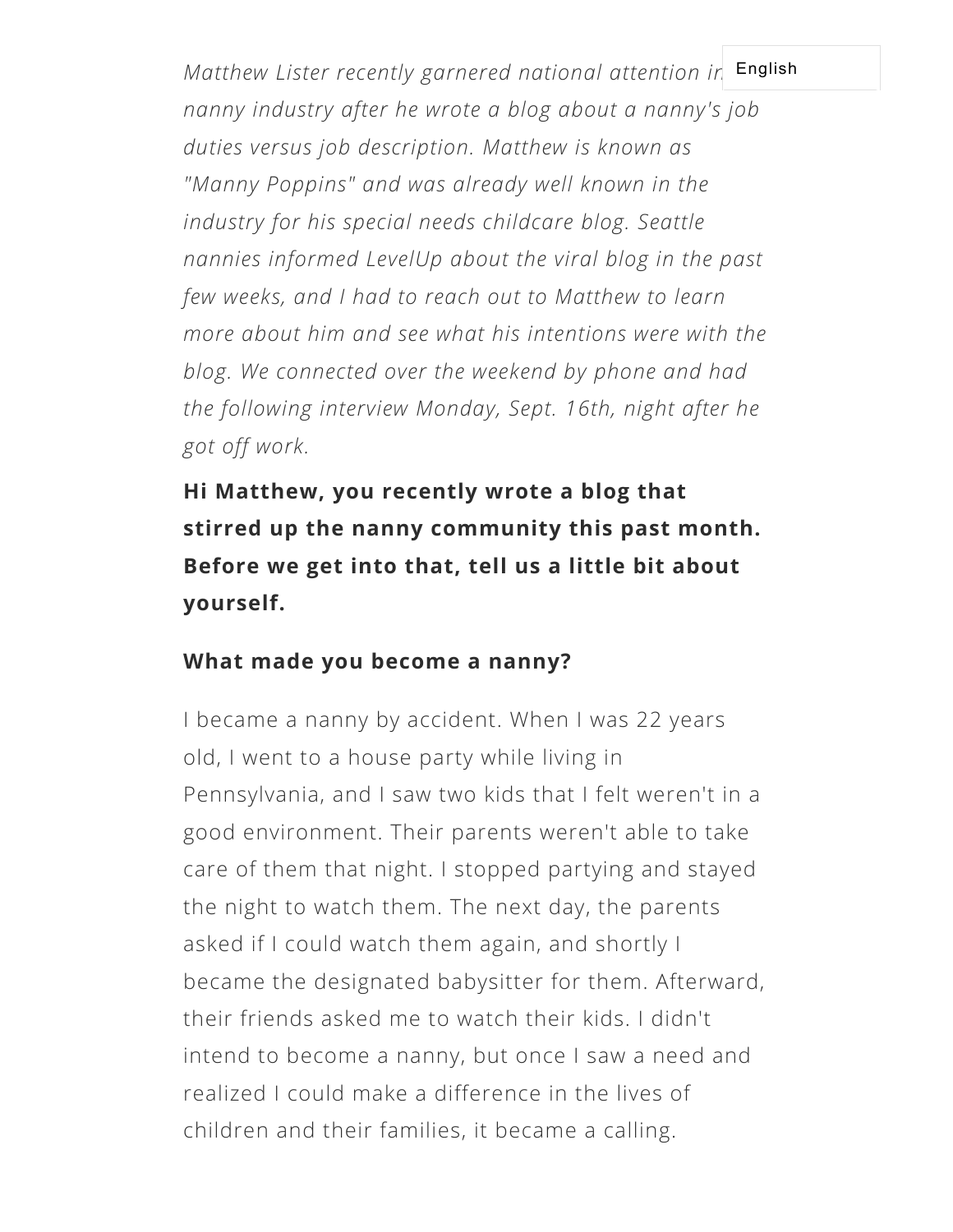*Matthew Lister recently garnered national attention in the nanny industry after he wrote a blog about a nanny's job duties versus job description. Matthew is known as "Manny Poppins" and was already well known in the industry for his special needs childcare blog. Seattle nannies informed LevelUp about the viral blog in the past few weeks, and I had to reach out to Matthew to learn more about him and see what his intentions were with the blog. We connected over the weekend by phone and had the following interview Monday, Sept. 16th, night after he got off work.*

**Hi Matthew, you recently wrote a blog that stirred up the nanny community this past month. Before we get into that, tell us a little bit about yourself.**

**What made you become a nanny?**

I became a nanny by accident. When I was 22 years old, I went to a house party while living in Pennsylvania, and I saw two kids that I felt weren't in a good environment. Their parents weren't able to take care of them that night. I stopped partying and stayed the night to watch them. The next day, the parents asked if I could watch them again, and shortly I became the designated babysitter for them. Afterward, their friends asked me to watch their kids. I didn't intend to become a nanny, but once I saw a need and realized I could make a difference in the lives of children and their families, it became a calling.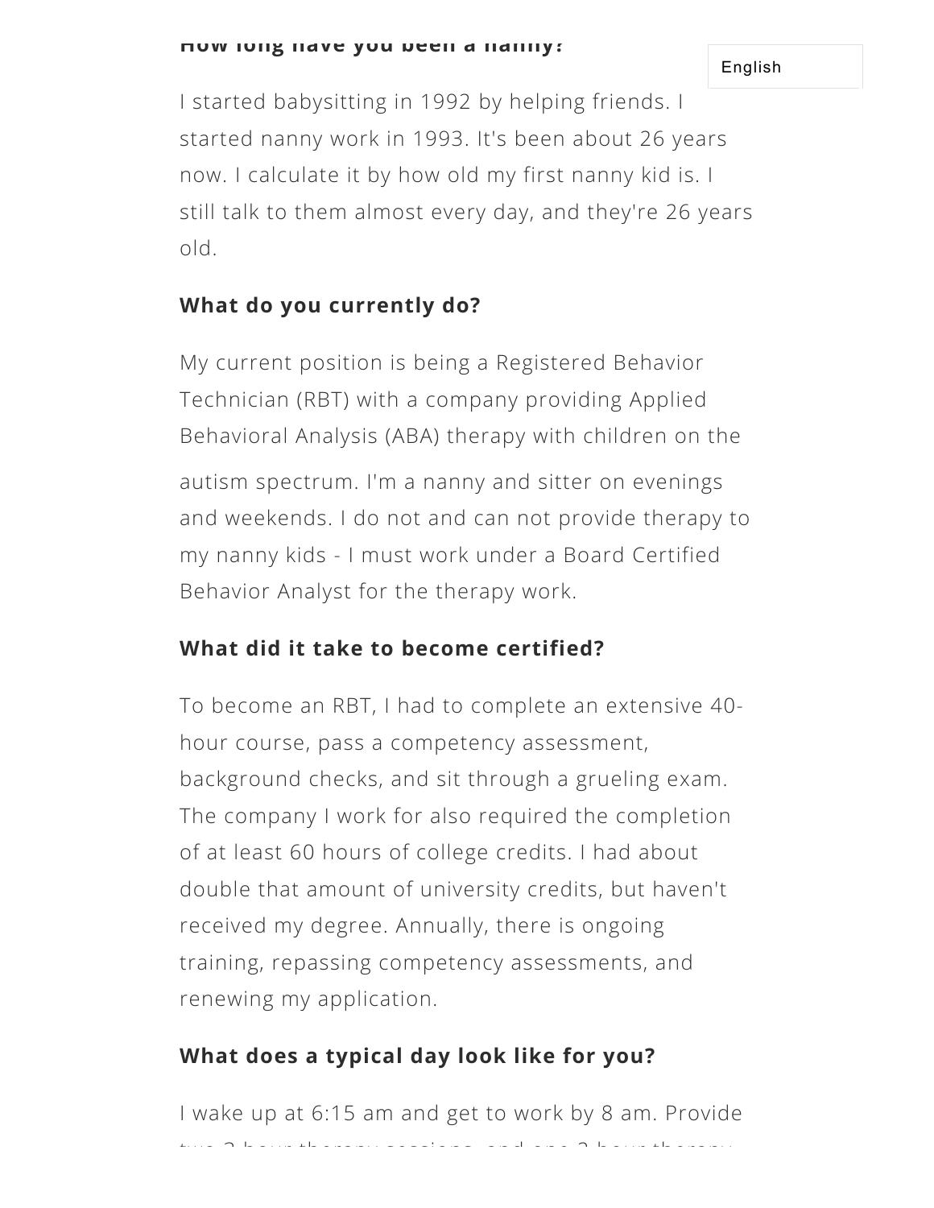### How long have you been a nanny?

I started babysitting in 1992 by helping friends. I started nanny work in 1993. It's been about 26 years now. I calculate it by how old my first nanny kid is. I still talk to them almost every day, and they're 26 years old.

### What do you currently do?

My current position is being a Registered Behavior Technician (RBT) with a company providing Applied Behavioral Analysis (ABA) therapy with children on the autism spectrum. I'm a nanny and sitter on evenings and weekends. I do not and can not provide therapy to my nanny kids - I must work under a Board Certified Behavior Analyst for the therapy work.

### What did it take to become certified?

To become an RBT, I had to complete an extensive 40-hour course, pass a competency assessment, background checks, and sit through a grueling exam. The company I work for also required the completion of at least 60 hours of college credits. I had about double that amount of university credits, but haven't received my degree. Annually, there is ongoing training, repassing competency assessments, and renewing my application.

### What does a typical day look like for you?

I wake up at 6:15 am and get to work by 8 am. Provide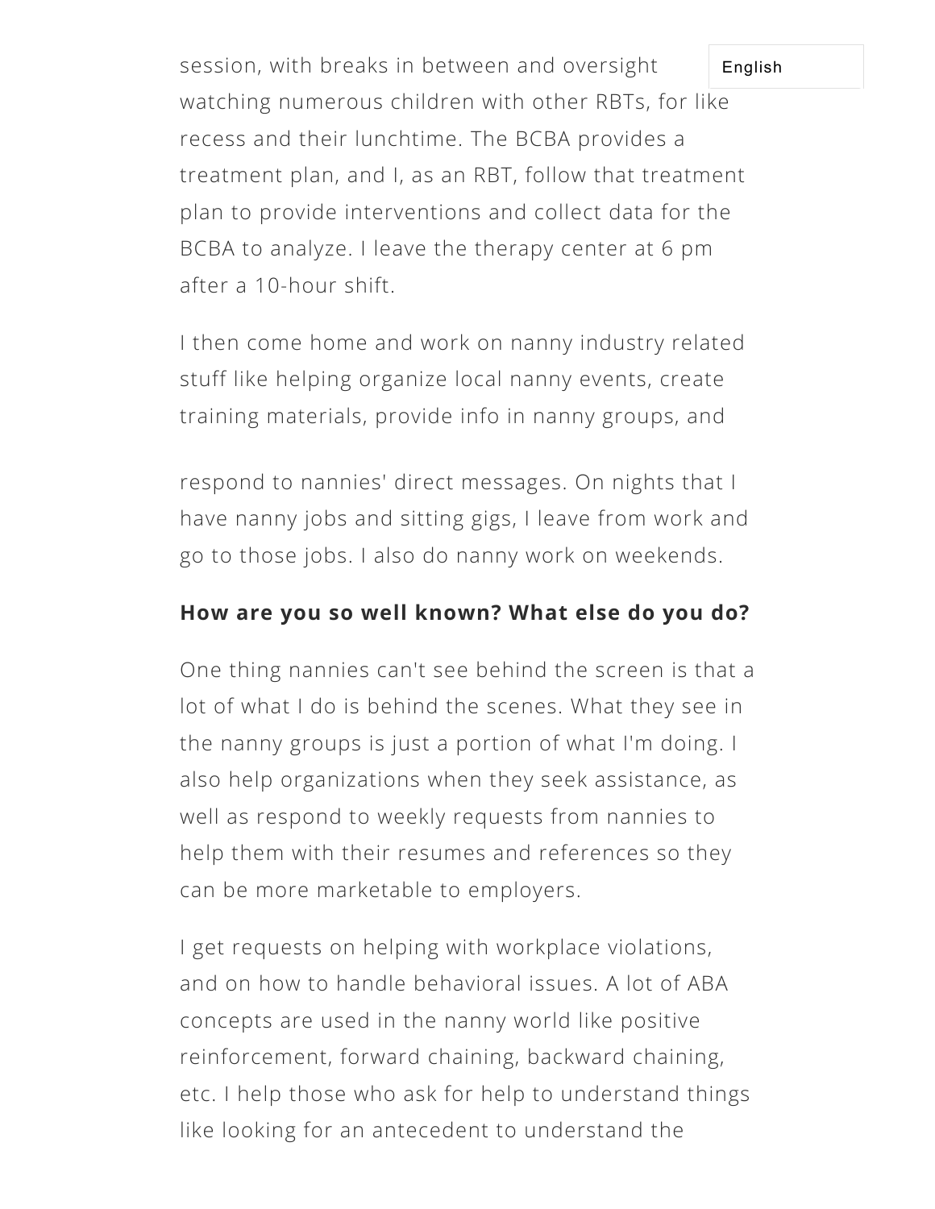session, with breaks in between and oversight watching numerous children with other RBTs, for like recess and their lunchtime. The BCBA provides a treatment plan, and I, as an RBT, follow that treatment plan to provide interventions and collect data for the BCBA to analyze. I leave the therapy center at 6 pm after a 10-hour shift.

I then come home and work on nanny industry related stuff like helping organize local nanny events, create training materials, provide info in nanny groups, and respond to nannies' direct messages. On nights that I have nanny jobs and sitting gigs, I leave from work and go to those jobs. I also do nanny work on weekends.

**How are you so well known? What else do you do?**

One thing nannies can't see behind the screen is that a lot of what I do is behind the scenes. What they see in the nanny groups is just a portion of what I'm doing. I also help organizations when they seek assistance, as well as respond to weekly requests from nannies to help them with their resumes and references so they can be more marketable to employers.

I get requests on helping with workplace violations, and on how to handle behavioral issues. A lot of ABA concepts are used in the nanny world like positive reinforcement, forward chaining, backward chaining, etc. I help those who ask for help to understand things like looking for an antecedent to understand the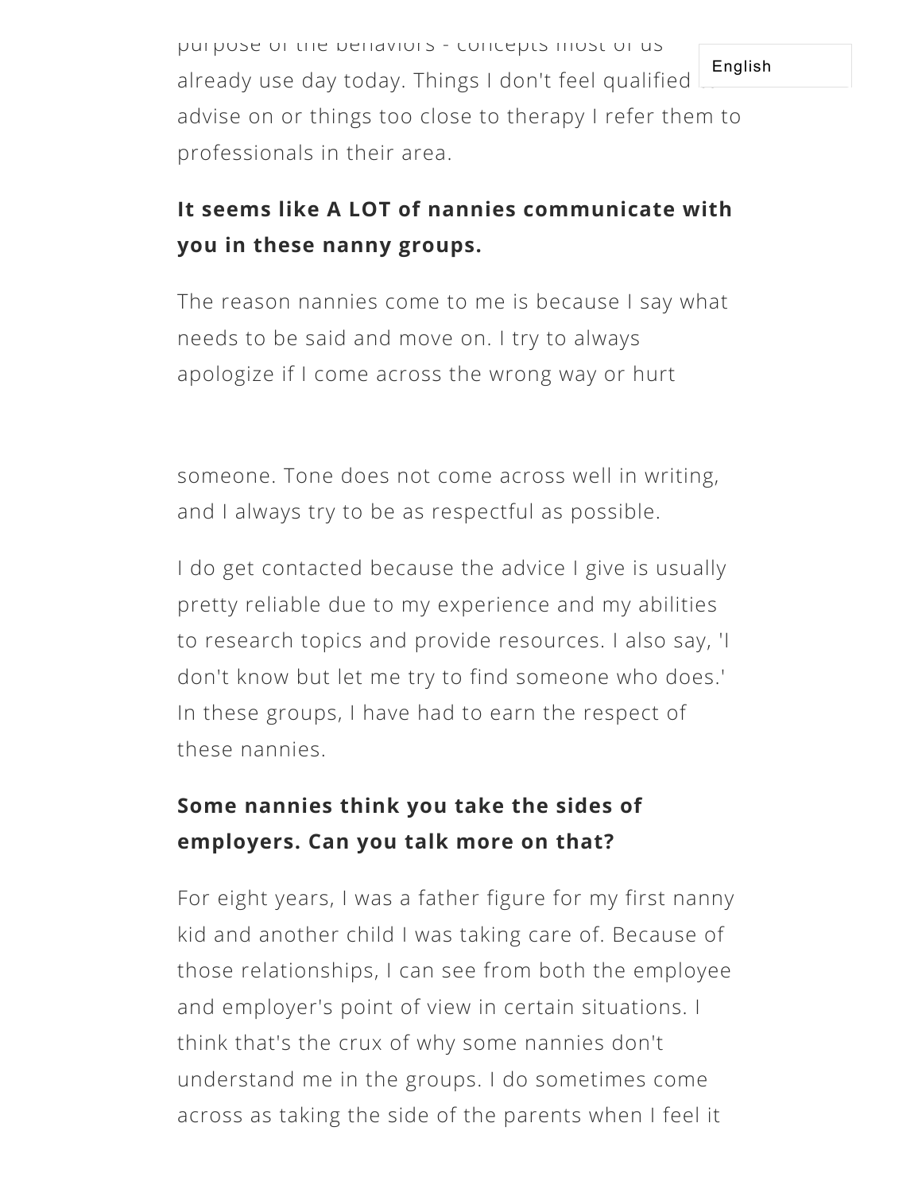purpose of the behaviors - concepts most of us already use day today. Things I don't feel qualified to advise on or things too close to therapy I refer them to professionals in their area.

**It seems like A LOT of nannies communicate with you in these nanny groups.**

The reason nannies come to me is because I say what needs to be said and move on. I try to always apologize if I come across the wrong way or hurt someone. Tone does not come across well in writing, and I always try to be as respectful as possible.

I do get contacted because the advice I give is usually pretty reliable due to my experience and my abilities to research topics and provide resources. I also say, 'I don't know but let me try to find someone who does.' In these groups, I have had to earn the respect of these nannies.

**Some nannies think you take the sides of employers. Can you talk more on that?**

For eight years, I was a father figure for my first nanny kid and another child I was taking care of. Because of those relationships, I can see from both the employee and employer's point of view in certain situations. I think that's the crux of why some nannies don't understand me in the groups. I do sometimes come across as taking the side of the parents when I feel it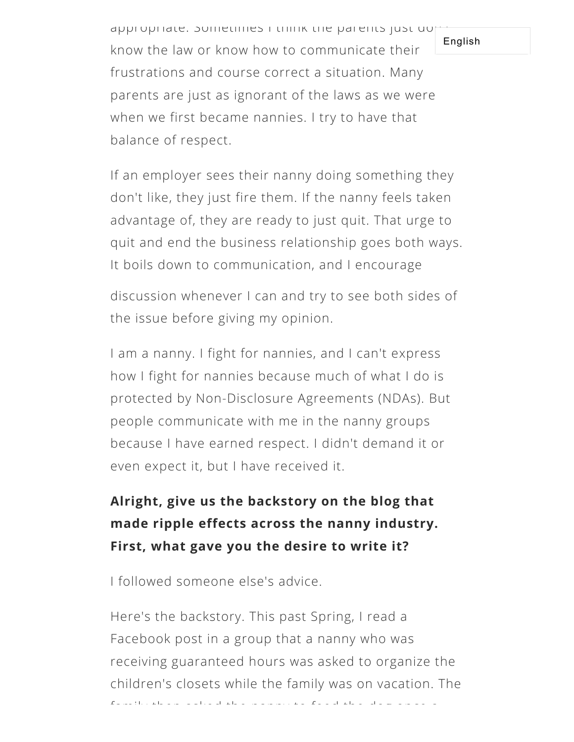appropriate. Sometimes I think the parents just don't know the law or know how to communicate their frustrations and course correct a situation. Many parents are just as ignorant of the laws as we were when we first became nannies. I try to have that balance of respect.

If an employer sees their nanny doing something they don't like, they just fire them. If the nanny feels taken advantage of, they are ready to just quit. That urge to quit and end the business relationship goes both ways. It boils down to communication, and I encourage discussion whenever I can and try to see both sides of the issue before giving my opinion.

I am a nanny. I fight for nannies, and I can't express how I fight for nannies because much of what I do is protected by Non-Disclosure Agreements (NDAs). But people communicate with me in the nanny groups because I have earned respect. I didn't demand it or even expect it, but I have received it.

**Alright, give us the backstory on the blog that made ripple effects across the nanny industry. First, what gave you the desire to write it?**

I followed someone else's advice.

Here's the backstory. This past Spring, I read a Facebook post in a group that a nanny who was receiving guaranteed hours was asked to organize the children's closets while the family was on vacation. The family then asked the nanny to feed the dog once a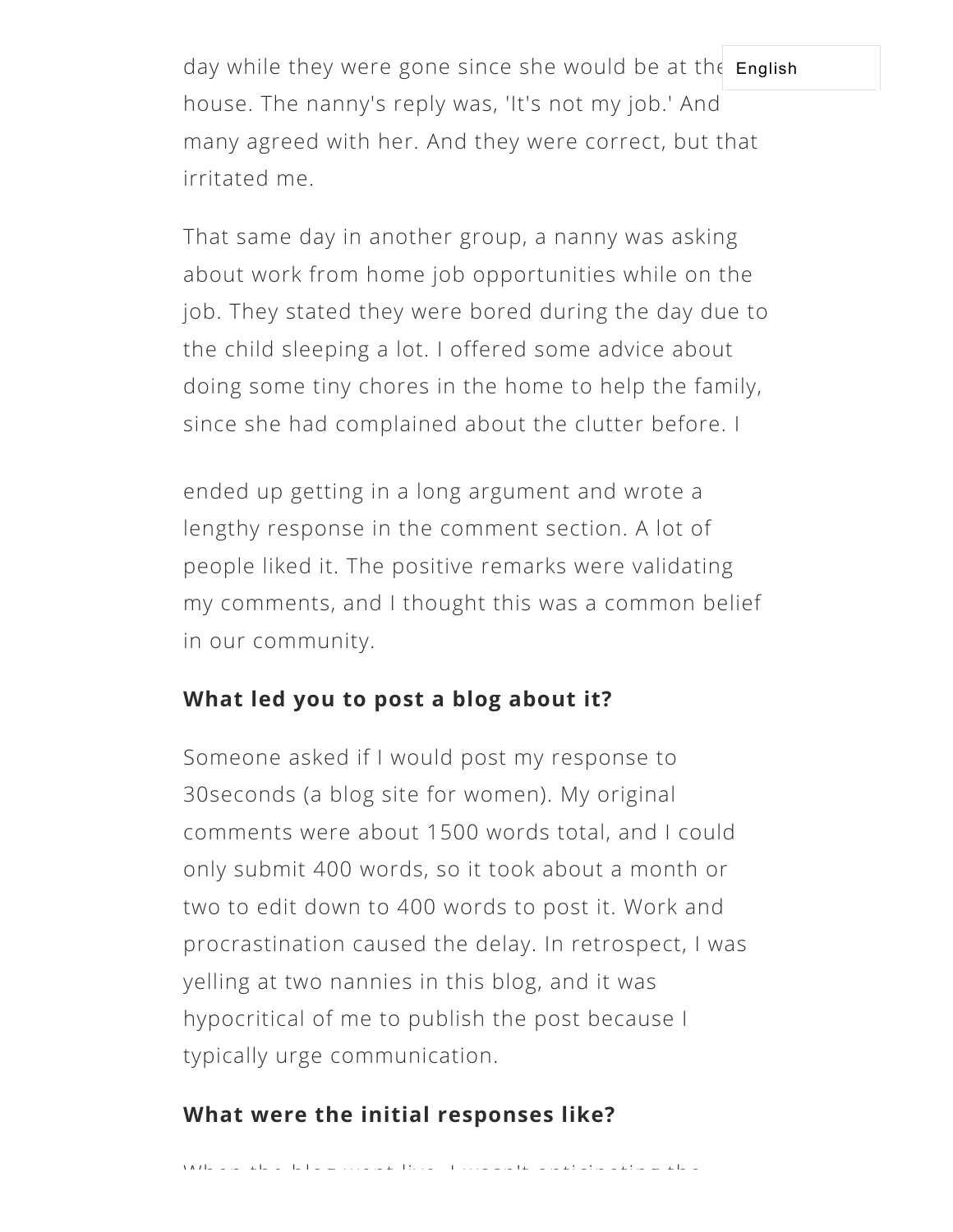day while they were gone since she would be at the house. The nanny's reply was, 'It's not my job.' And many agreed with her. And they were correct, but that irritated me.

That same day in another group, a nanny was asking about work from home job opportunities while on the job. They stated they were bored during the day due to the child sleeping a lot. I offered some advice about doing some tiny chores in the home to help the family, since she had complained about the clutter before. I ended up getting in a long argument and wrote a lengthy response in the comment section. A lot of people liked it. The positive remarks were validating my comments, and I thought this was a common belief in our community.

**What led you to post a blog about it?**

Someone asked if I would post my response to 30seconds (a blog site for women). My original comments were about 1500 words total, and I could only submit 400 words, so it took about a month or two to edit down to 400 words to post it. Work and procrastination caused the delay. In retrospect, I was yelling at two nannies in this blog, and it was hypocritical of me to publish the post because I typically urge communication.

**What were the initial responses like?**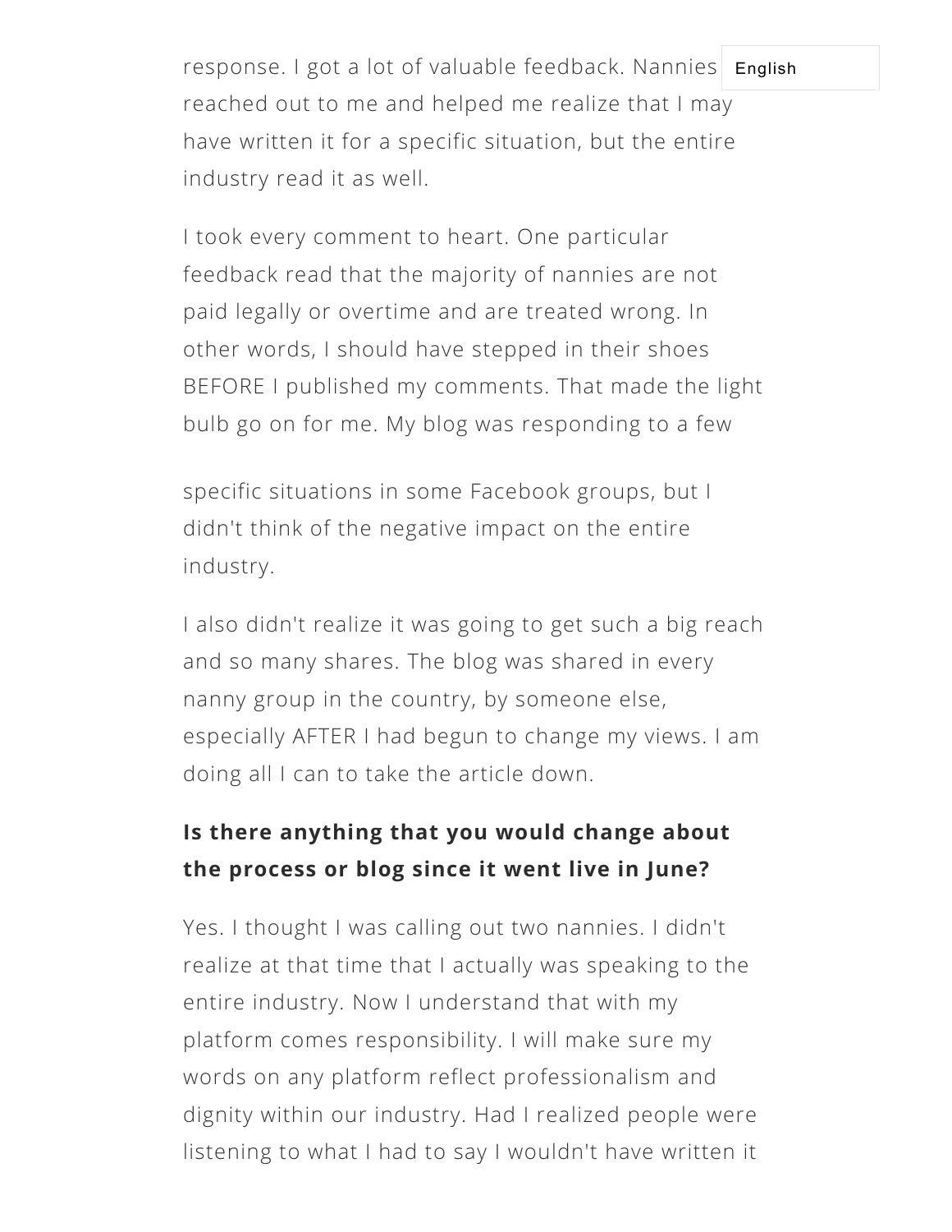response. I got a lot of valuable feedback. Nannies reached out to me and helped me realize that I may have written it for a specific situation, but the entire industry read it as well.

I took every comment to heart. One particular feedback read that the majority of nannies are not paid legally or overtime and are treated wrong. In other words, I should have stepped in their shoes BEFORE I published my comments. That made the light bulb go on for me. My blog was responding to a few specific situations in some Facebook groups, but I didn't think of the negative impact on the entire industry.

I also didn't realize it was going to get such a big reach and so many shares. The blog was shared in every nanny group in the country, by someone else, especially AFTER I had begun to change my views. I am doing all I can to take the article down.

**Is there anything that you would change about the process or blog since it went live in June?**

Yes. I thought I was calling out two nannies. I didn't realize at that time that I actually was speaking to the entire industry. Now I understand that with my platform comes responsibility. I will make sure my words on any platform reflect professionalism and dignity within our industry. Had I realized people were listening to what I had to say I wouldn't have written it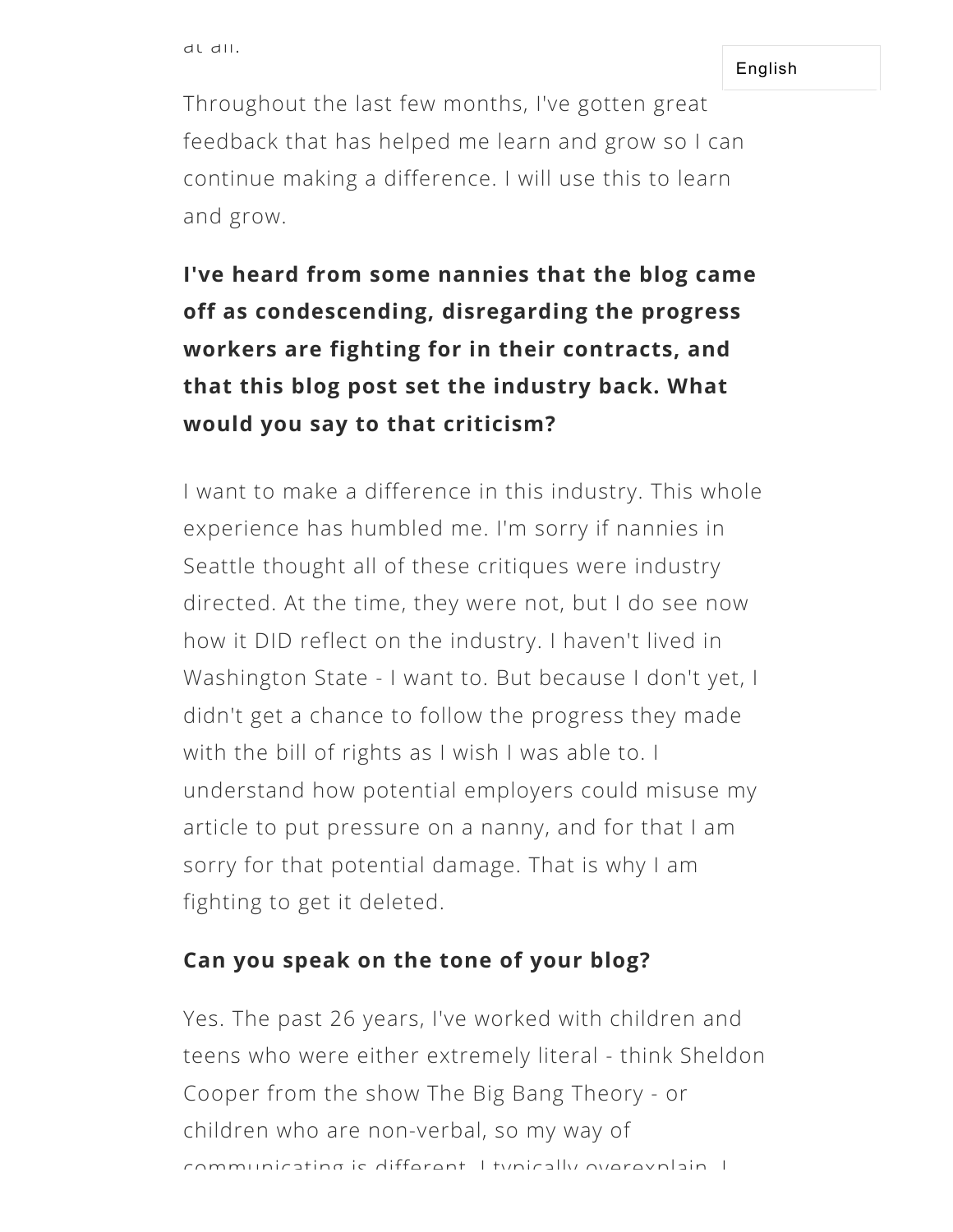at all.

Throughout the last few months, I've gotten great feedback that has helped me learn and grow so I can continue making a difference. I will use this to learn and grow.

**I've heard from some nannies that the blog came off as condescending, disregarding the progress workers are fighting for in their contracts, and that this blog post set the industry back. What would you say to that criticism?**

I want to make a difference in this industry. This whole experience has humbled me. I'm sorry if nannies in Seattle thought all of these critiques were industry directed. At the time, they were not, but I do see now how it DID reflect on the industry. I haven't lived in Washington State - I want to. But because I don't yet, I didn't get a chance to follow the progress they made with the bill of rights as I wish I was able to. I understand how potential employers could misuse my article to put pressure on a nanny, and for that I am sorry for that potential damage. That is why I am fighting to get it deleted.

**Can you speak on the tone of your blog?**

Yes. The past 26 years, I've worked with children and teens who were either extremely literal - think Sheldon Cooper from the show The Big Bang Theory - or children who are non-verbal, so my way of communicating is different. I typically overexplain. I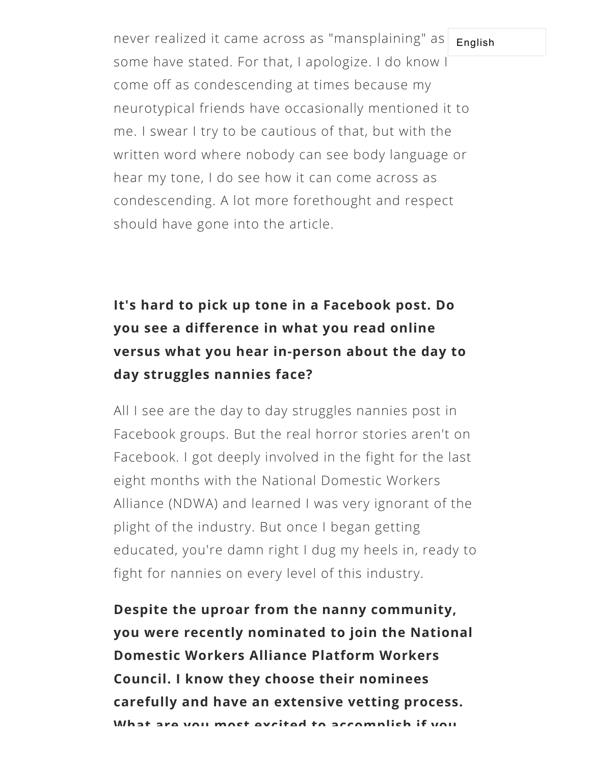never realized it came across as "mansplaining" as some have stated. For that, I apologize. I do know I come off as condescending at times because my neurotypical friends have occasionally mentioned it to me. I swear I try to be cautious of that, but with the written word where nobody can see body language or hear my tone, I do see how it can come across as condescending. A lot more forethought and respect should have gone into the article.

**It's hard to pick up tone in a Facebook post. Do you see a difference in what you read online versus what you hear in-person about the day to day struggles nannies face?**

All I see are the day to day struggles nannies post in Facebook groups. But the real horror stories aren't on Facebook. I got deeply involved in the fight for the last eight months with the National Domestic Workers Alliance (NDWA) and learned I was very ignorant of the plight of the industry. But once I began getting educated, you're damn right I dug my heels in, ready to fight for nannies on every level of this industry.

**Despite the uproar from the nanny community, you were recently nominated to join the National Domestic Workers Alliance Platform Workers Council. I know they choose their nominees carefully and have an extensive vetting process. What are you most excited to accomplish if you**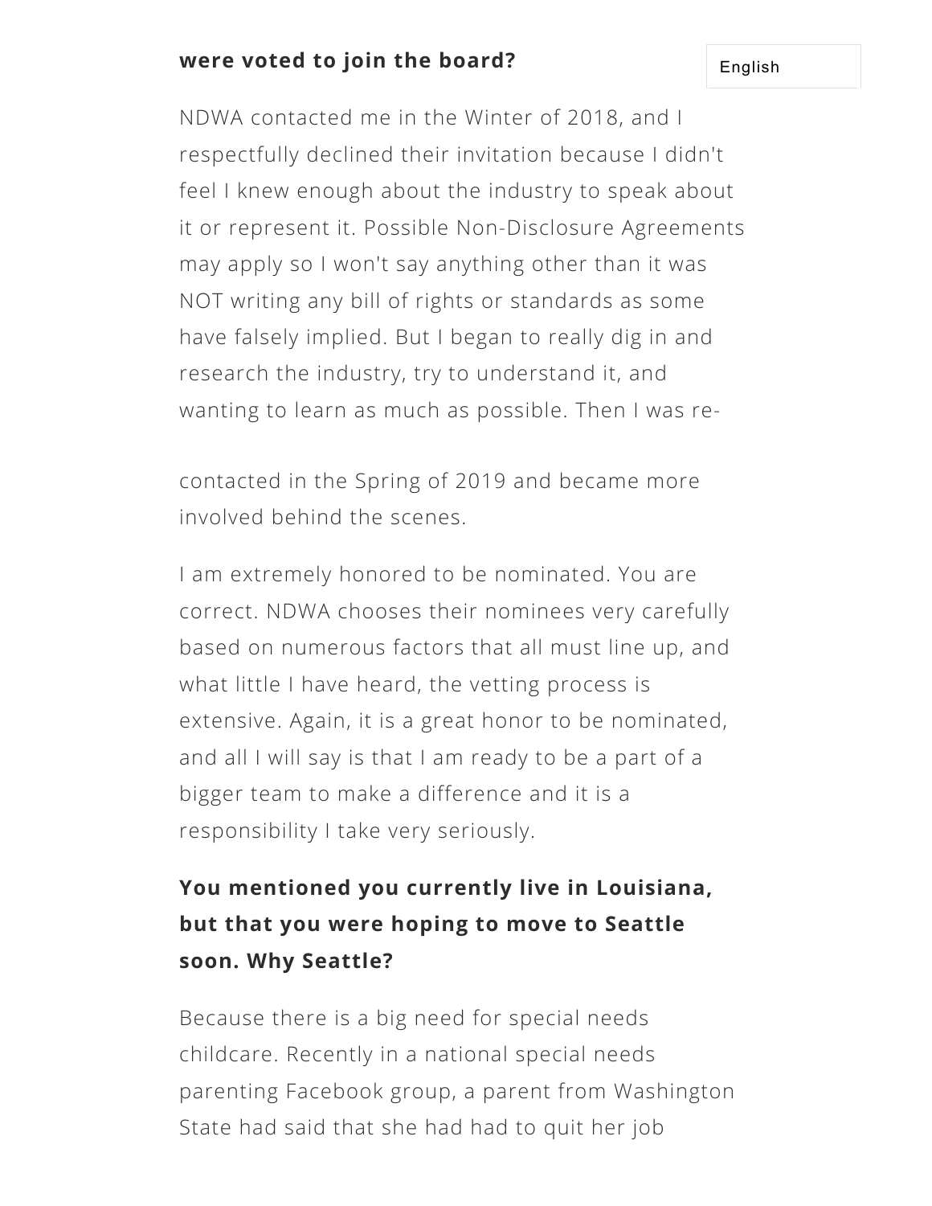**were voted to join the board?**

NDWA contacted me in the Winter of 2018, and I respectfully declined their invitation because I didn't feel I knew enough about the industry to speak about it or represent it. Possible Non-Disclosure Agreements may apply so I won't say anything other than it was NOT writing any bill of rights or standards as some have falsely implied. But I began to really dig in and research the industry, try to understand it, and wanting to learn as much as possible. Then I was re-contacted in the Spring of 2019 and became more involved behind the scenes.

I am extremely honored to be nominated. You are correct. NDWA chooses their nominees very carefully based on numerous factors that all must line up, and what little I have heard, the vetting process is extensive. Again, it is a great honor to be nominated, and all I will say is that I am ready to be a part of a bigger team to make a difference and it is a responsibility I take very seriously.

**You mentioned you currently live in Louisiana, but that you were hoping to move to Seattle soon. Why Seattle?**

Because there is a big need for special needs childcare. Recently in a national special needs parenting Facebook group, a parent from Washington State had said that she had had to quit her job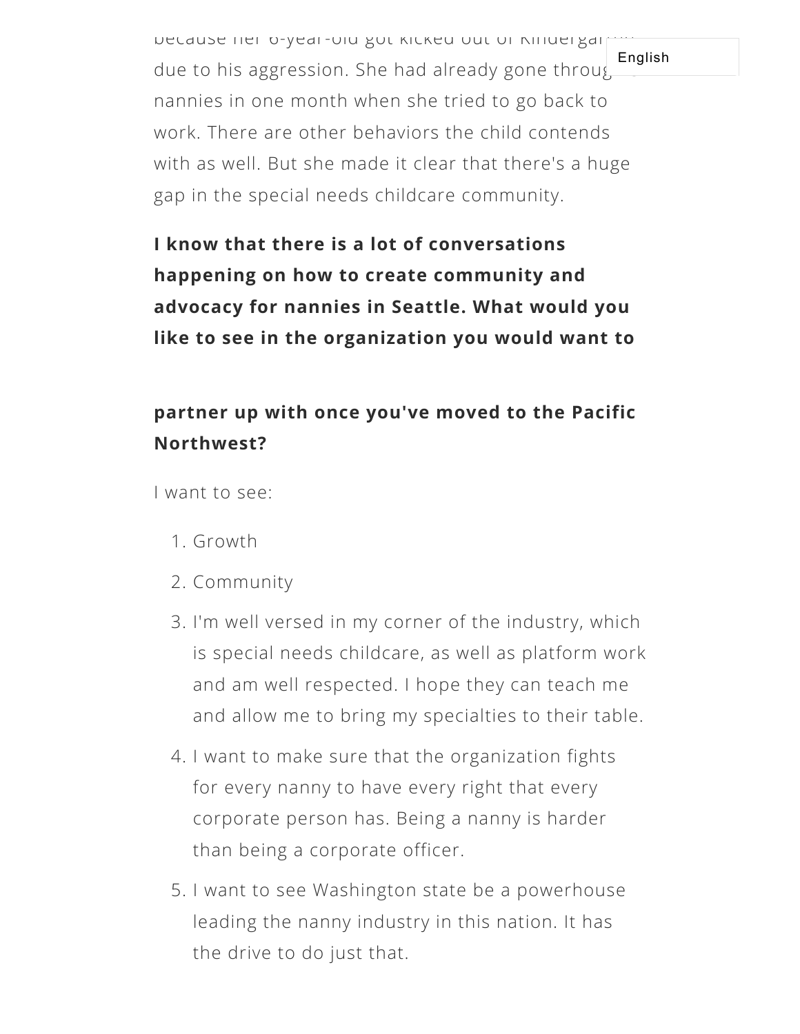because her 6-year-old got kicked out of kindergarten due to his aggression. She had already gone through nannies in one month when she tried to go back to work. There are other behaviors the child contends with as well. But she made it clear that there's a huge gap in the special needs childcare community.

**I know that there is a lot of conversations happening on how to create community and advocacy for nannies in Seattle. What would you like to see in the organization you would want to partner up with once you've moved to the Pacific Northwest?**

I want to see:

1. Growth
2. Community
3. I'm well versed in my corner of the industry, which is special needs childcare, as well as platform work and am well respected. I hope they can teach me and allow me to bring my specialties to their table.
4. I want to make sure that the organization fights for every nanny to have every right that every corporate person has. Being a nanny is harder than being a corporate officer.
5. I want to see Washington state be a powerhouse leading the nanny industry in this nation. It has the drive to do just that.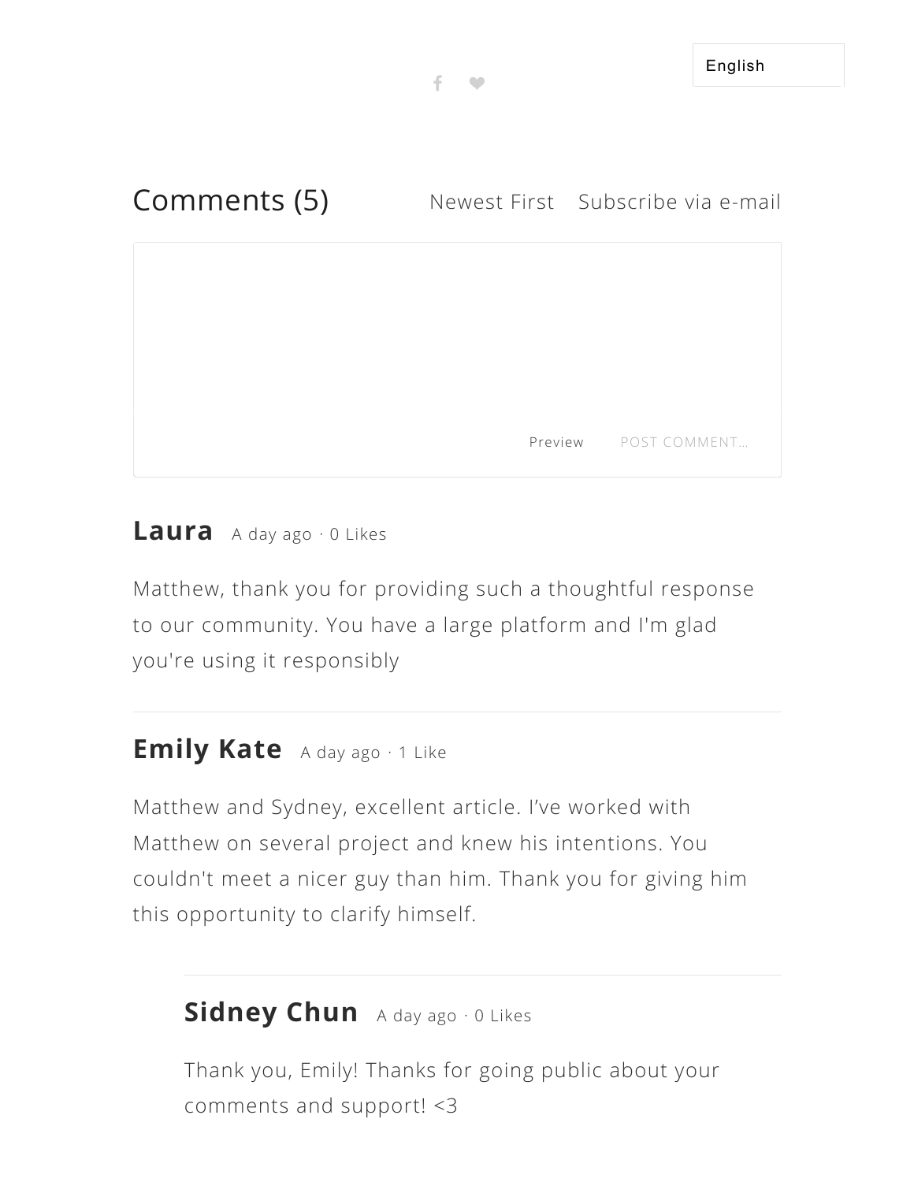English

## Comments (5)

Newest First    Subscribe via e-mail

Preview    POST COMMENT…

**Laura** A day ago · 0 Likes

Matthew, thank you for providing such a thoughtful response to our community. You have a large platform and I'm glad you're using it responsibly

---

**Emily Kate** A day ago · 1 Like

Matthew and Sydney, excellent article. I've worked with Matthew on several project and knew his intentions. You couldn't meet a nicer guy than him. Thank you for giving him this opportunity to clarify himself.

---

> **Sidney Chun** A day ago · 0 Likes
>
> Thank you, Emily! Thanks for going public about your comments and support! <3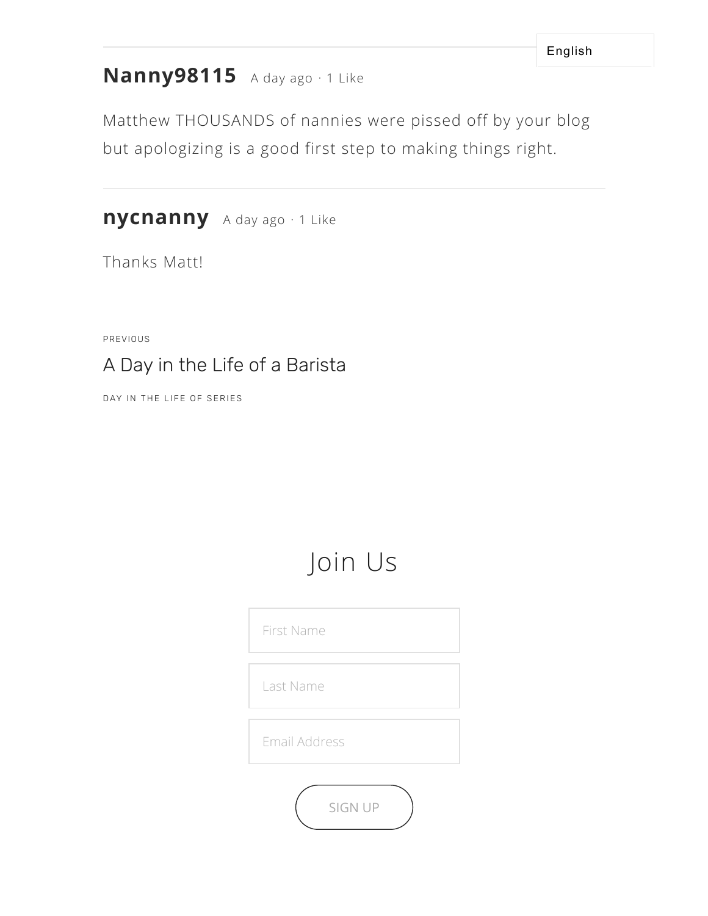English

---

**Nanny98115** A day ago · 1 Like

Matthew THOUSANDS of nannies were pissed off by your blog but apologizing is a good first step to making things right.

---

**nycnanny** A day ago · 1 Like

Thanks Matt!

PREVIOUS

A Day in the Life of a Barista

DAY IN THE LIFE OF SERIES

## Join Us

First Name

Last Name

Email Address

SIGN UP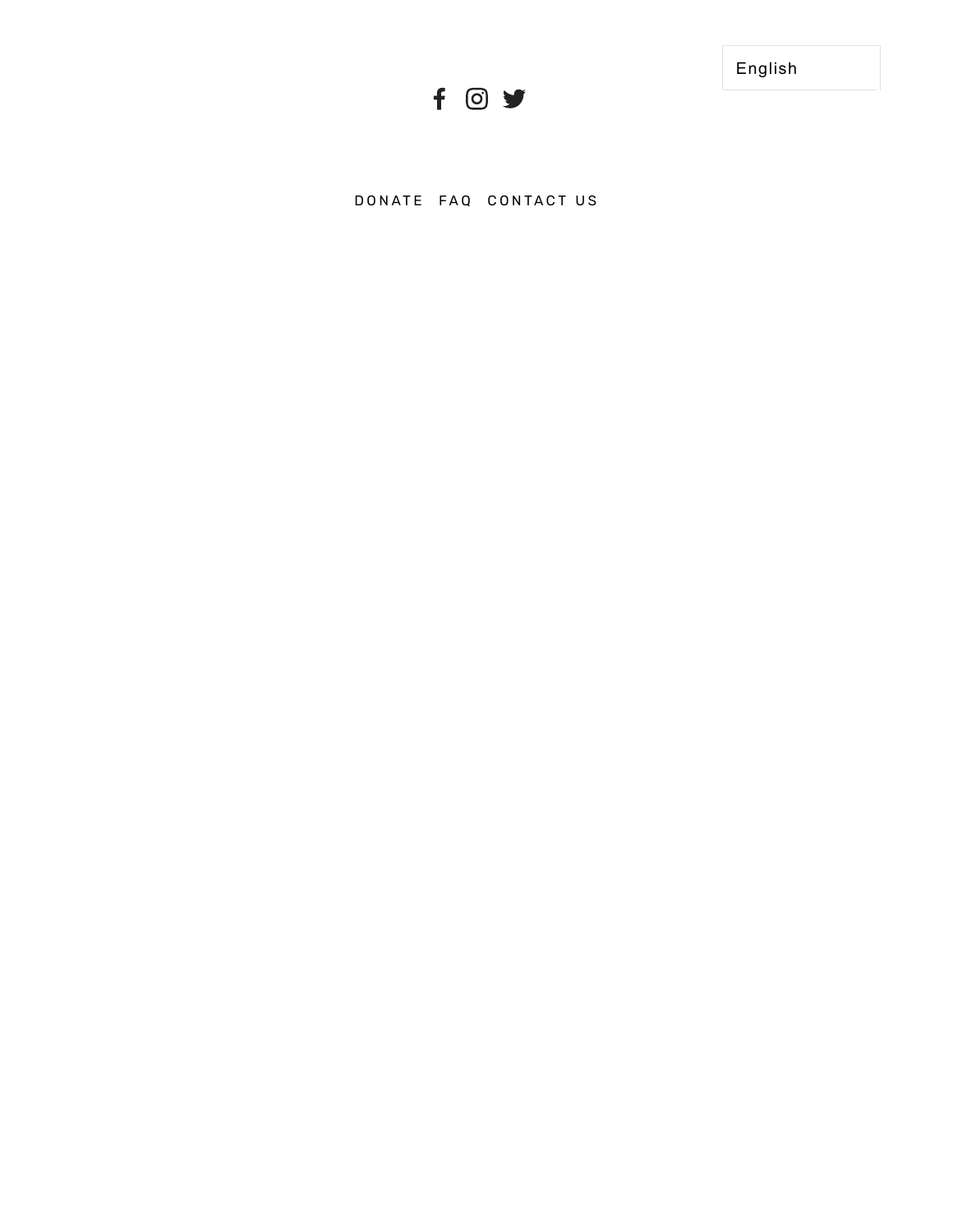English

DONATE FAQ CONTACT US